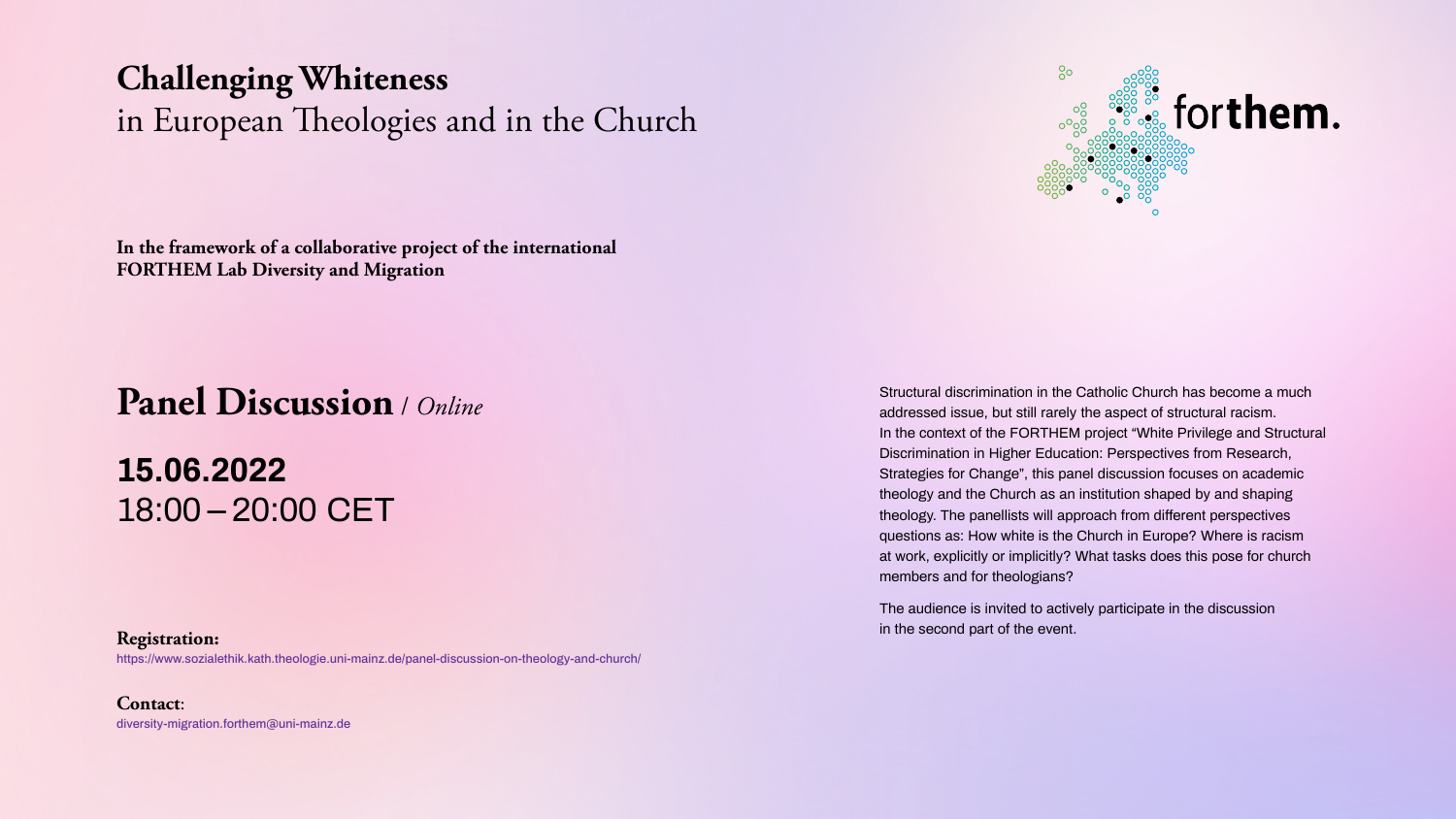# Challenging Whiteness
## in European Theologies and in the Church

forthem.

**In the framework of a collaborative project of the international FORTHEM Lab Diversity and Migration**

## Panel Discussion / *Online*

**15.06.2022**
18:00 – 20:00 CET

Structural discrimination in the Catholic Church has become a much addressed issue, but still rarely the aspect of structural racism. In the context of the FORTHEM project "White Privilege and Structural Discrimination in Higher Education: Perspectives from Research, Strategies for Change", this panel discussion focuses on academic theology and the Church as an institution shaped by and shaping theology. The panellists will approach from different perspectives questions as: How white is the Church in Europe? Where is racism at work, explicitly or implicitly? What tasks does this pose for church members and for theologians?

The audience is invited to actively participate in the discussion in the second part of the event.

**Registration:**
https://www.sozialethik.kath.theologie.uni-mainz.de/panel-discussion-on-theology-and-church/

**Contact**:
diversity-migration.forthem@uni-mainz.de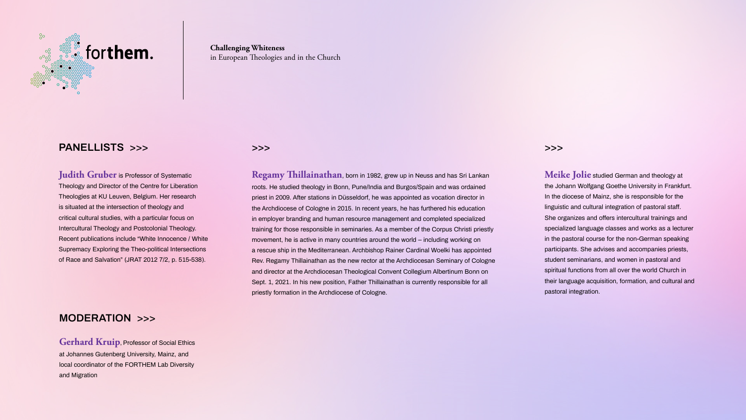forthem.

**Challenging Whiteness**
in European Theologies and in the Church

## PANELLISTS >>>

**Judith Gruber** is Professor of Systematic Theology and Director of the Centre for Liberation Theologies at KU Leuven, Belgium. Her research is situated at the intersection of theology and critical cultural studies, with a particular focus on Intercultural Theology and Postcolonial Theology. Recent publications include "White Innocence / White Supremacy Exploring the Theo-political Intersections of Race and Salvation" (JRAT 2012 7/2, p. 515-538).

>>>

**Regamy Thillainathan**, born in 1982, grew up in Neuss and has Sri Lankan roots. He studied theology in Bonn, Pune/India and Burgos/Spain and was ordained priest in 2009. After stations in Düsseldorf, he was appointed as vocation director in the Archdiocese of Cologne in 2015. In recent years, he has furthered his education in employer branding and human resource management and completed specialized training for those responsible in seminaries. As a member of the Corpus Christi priestly movement, he is active in many countries around the world – including working on a rescue ship in the Mediterranean. Archbishop Rainer Cardinal Woelki has appointed Rev. Regamy Thillainathan as the new rector at the Archdiocesan Seminary of Cologne and director at the Archdiocesan Theological Convent Collegium Albertinum Bonn on Sept. 1, 2021. In his new position, Father Thillainathan is currently responsible for all priestly formation in the Archdiocese of Cologne.

>>>

**Meike Jolie** studied German and theology at the Johann Wolfgang Goethe University in Frankfurt. In the diocese of Mainz, she is responsible for the linguistic and cultural integration of pastoral staff. She organizes and offers intercultural trainings and specialized language classes and works as a lecturer in the pastoral course for the non-German speaking participants. She advises and accompanies priests, student seminarians, and women in pastoral and spiritual functions from all over the world Church in their language acquisition, formation, and cultural and pastoral integration.

## MODERATION >>>

**Gerhard Kruip**, Professor of Social Ethics at Johannes Gutenberg University, Mainz, and local coordinator of the FORTHEM Lab Diversity and Migration